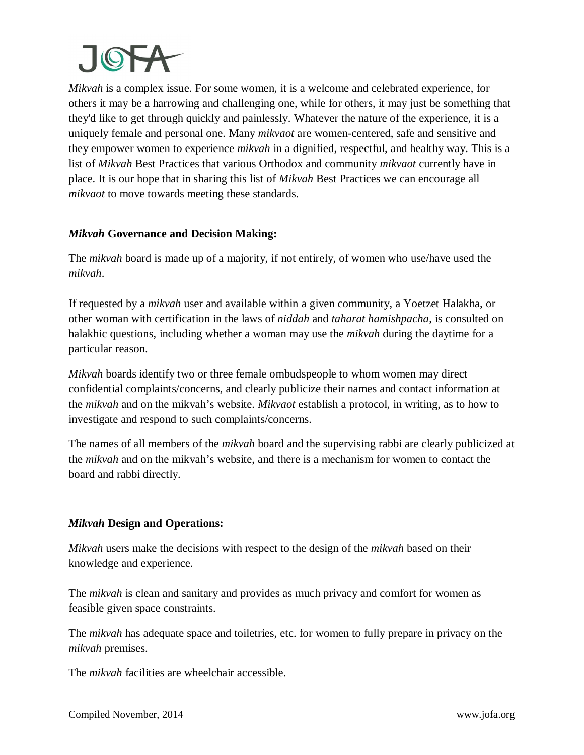JOFA

*Mikvah* is a complex issue. For some women, it is a welcome and celebrated experience, for others it may be a harrowing and challenging one, while for others, it may just be something that they'd like to get through quickly and painlessly. Whatever the nature of the experience, it is a uniquely female and personal one. Many *mikvaot* are women-centered, safe and sensitive and they empower women to experience *mikvah* in a dignified, respectful, and healthy way. This is a list of *Mikvah* Best Practices that various Orthodox and community *mikvaot* currently have in place. It is our hope that in sharing this list of *Mikvah* Best Practices we can encourage all *mikvaot* to move towards meeting these standards.

## ***Mikvah* Governance and Decision Making:**

The *mikvah* board is made up of a majority, if not entirely, of women who use/have used the *mikvah*.

If requested by a *mikvah* user and available within a given community, a Yoetzet Halakha, or other woman with certification in the laws of *niddah* and *taharat hamishpacha*, is consulted on halakhic questions, including whether a woman may use the *mikvah* during the daytime for a particular reason.

*Mikvah* boards identify two or three female ombudspeople to whom women may direct confidential complaints/concerns, and clearly publicize their names and contact information at the *mikvah* and on the mikvah's website. *Mikvaot* establish a protocol, in writing, as to how to investigate and respond to such complaints/concerns.

The names of all members of the *mikvah* board and the supervising rabbi are clearly publicized at the *mikvah* and on the mikvah's website, and there is a mechanism for women to contact the board and rabbi directly.

## ***Mikvah* Design and Operations:**

*Mikvah* users make the decisions with respect to the design of the *mikvah* based on their knowledge and experience.

The *mikvah* is clean and sanitary and provides as much privacy and comfort for women as feasible given space constraints.

The *mikvah* has adequate space and toiletries, etc. for women to fully prepare in privacy on the *mikvah* premises.

The *mikvah* facilities are wheelchair accessible.

Compiled November, 2014 www.jofa.org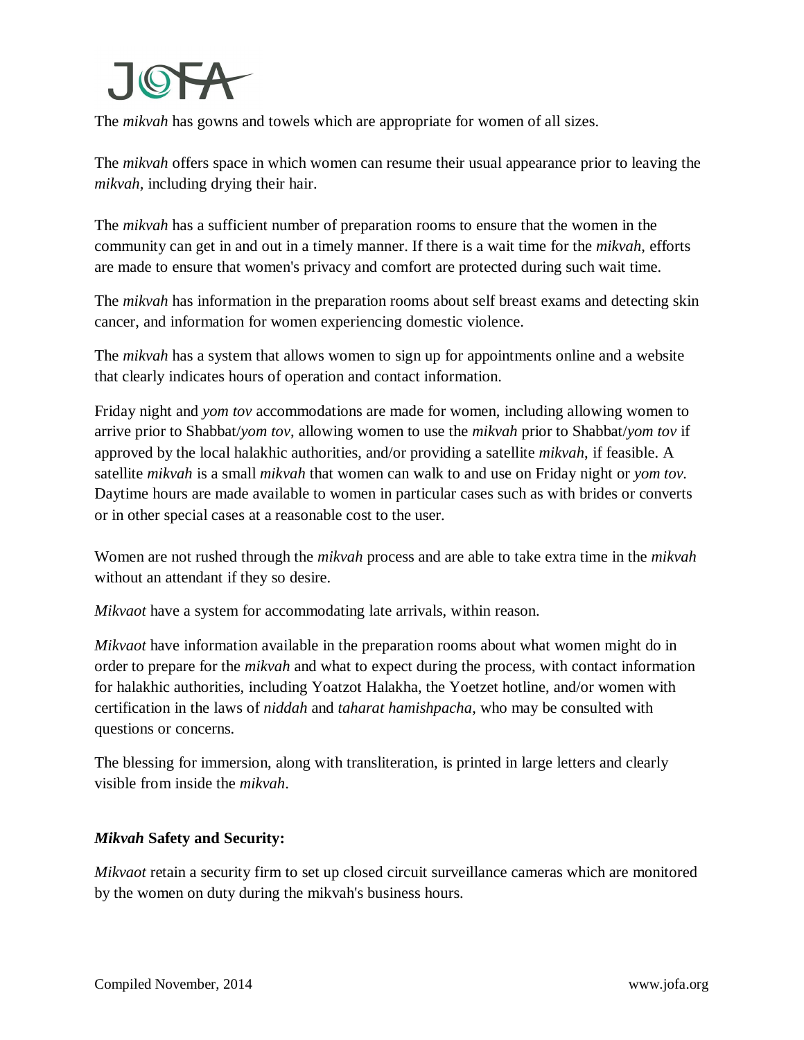The *mikvah* has gowns and towels which are appropriate for women of all sizes.

The *mikvah* offers space in which women can resume their usual appearance prior to leaving the *mikvah*, including drying their hair.

The *mikvah* has a sufficient number of preparation rooms to ensure that the women in the community can get in and out in a timely manner. If there is a wait time for the *mikvah*, efforts are made to ensure that women's privacy and comfort are protected during such wait time.

The *mikvah* has information in the preparation rooms about self breast exams and detecting skin cancer, and information for women experiencing domestic violence.

The *mikvah* has a system that allows women to sign up for appointments online and a website that clearly indicates hours of operation and contact information.

Friday night and *yom tov* accommodations are made for women, including allowing women to arrive prior to Shabbat/*yom tov*, allowing women to use the *mikvah* prior to Shabbat/*yom tov* if approved by the local halakhic authorities, and/or providing a satellite *mikvah*, if feasible. A satellite *mikvah* is a small *mikvah* that women can walk to and use on Friday night or *yom tov*. Daytime hours are made available to women in particular cases such as with brides or converts or in other special cases at a reasonable cost to the user.

Women are not rushed through the *mikvah* process and are able to take extra time in the *mikvah* without an attendant if they so desire.

*Mikvaot* have a system for accommodating late arrivals, within reason.

*Mikvaot* have information available in the preparation rooms about what women might do in order to prepare for the *mikvah* and what to expect during the process, with contact information for halakhic authorities, including Yoatzot Halakha, the Yoetzet hotline, and/or women with certification in the laws of *niddah* and *taharat hamishpacha*, who may be consulted with questions or concerns.

The blessing for immersion, along with transliteration, is printed in large letters and clearly visible from inside the *mikvah*.

### ***Mikvah* Safety and Security:**

*Mikvaot* retain a security firm to set up closed circuit surveillance cameras which are monitored by the women on duty during the mikvah's business hours.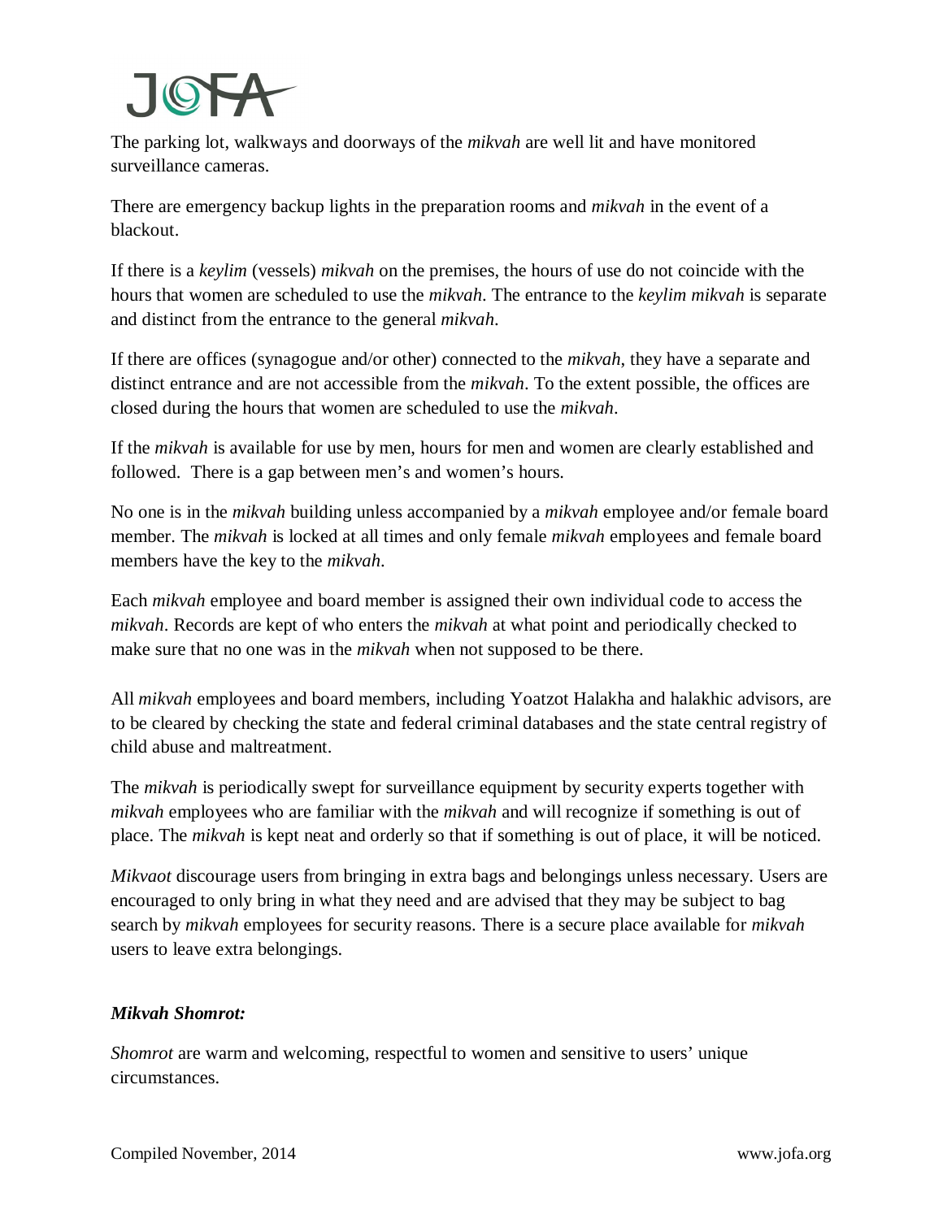The parking lot, walkways and doorways of the *mikvah* are well lit and have monitored surveillance cameras.

There are emergency backup lights in the preparation rooms and *mikvah* in the event of a blackout.

If there is a *keylim* (vessels) *mikvah* on the premises, the hours of use do not coincide with the hours that women are scheduled to use the *mikvah*. The entrance to the *keylim mikvah* is separate and distinct from the entrance to the general *mikvah*.

If there are offices (synagogue and/or other) connected to the *mikvah*, they have a separate and distinct entrance and are not accessible from the *mikvah*. To the extent possible, the offices are closed during the hours that women are scheduled to use the *mikvah*.

If the *mikvah* is available for use by men, hours for men and women are clearly established and followed. There is a gap between men's and women's hours.

No one is in the *mikvah* building unless accompanied by a *mikvah* employee and/or female board member. The *mikvah* is locked at all times and only female *mikvah* employees and female board members have the key to the *mikvah*.

Each *mikvah* employee and board member is assigned their own individual code to access the *mikvah*. Records are kept of who enters the *mikvah* at what point and periodically checked to make sure that no one was in the *mikvah* when not supposed to be there.

All *mikvah* employees and board members, including Yoatzot Halakha and halakhic advisors, are to be cleared by checking the state and federal criminal databases and the state central registry of child abuse and maltreatment.

The *mikvah* is periodically swept for surveillance equipment by security experts together with *mikvah* employees who are familiar with the *mikvah* and will recognize if something is out of place. The *mikvah* is kept neat and orderly so that if something is out of place, it will be noticed.

*Mikvaot* discourage users from bringing in extra bags and belongings unless necessary. Users are encouraged to only bring in what they need and are advised that they may be subject to bag search by *mikvah* employees for security reasons. There is a secure place available for *mikvah* users to leave extra belongings.

***Mikvah Shomrot:***

*Shomrot* are warm and welcoming, respectful to women and sensitive to users' unique circumstances.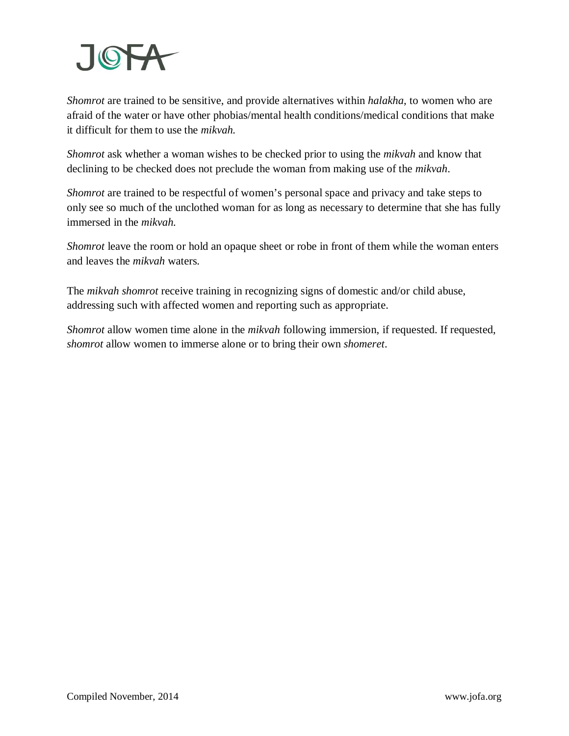*Shomrot* are trained to be sensitive, and provide alternatives within *halakha*, to women who are afraid of the water or have other phobias/mental health conditions/medical conditions that make it difficult for them to use the *mikvah.*

*Shomrot* ask whether a woman wishes to be checked prior to using the *mikvah* and know that declining to be checked does not preclude the woman from making use of the *mikvah*.

*Shomrot* are trained to be respectful of women's personal space and privacy and take steps to only see so much of the unclothed woman for as long as necessary to determine that she has fully immersed in the *mikvah.*

*Shomrot* leave the room or hold an opaque sheet or robe in front of them while the woman enters and leaves the *mikvah* waters.

The *mikvah shomrot* receive training in recognizing signs of domestic and/or child abuse, addressing such with affected women and reporting such as appropriate.

*Shomrot* allow women time alone in the *mikvah* following immersion, if requested. If requested, *shomrot* allow women to immerse alone or to bring their own *shomeret*.

Compiled November, 2014

www.jofa.org